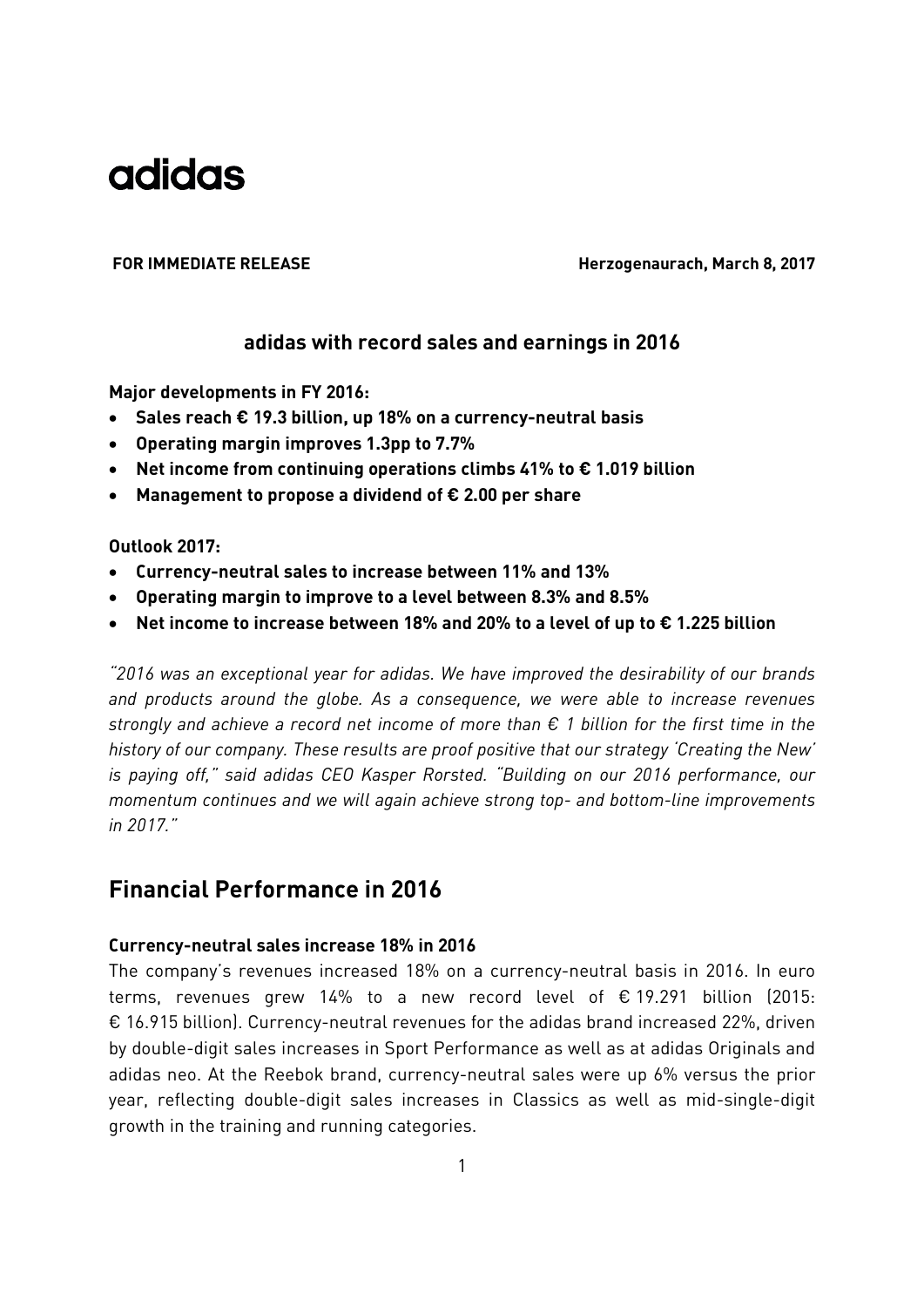adidas

**FOR IMMEDIATE RELEASE** **Herzogenaurach, March 8, 2017**

## adidas with record sales and earnings in 2016

**Major developments in FY 2016:**

- **Sales reach € 19.3 billion, up 18% on a currency-neutral basis**
- **Operating margin improves 1.3pp to 7.7%**
- **Net income from continuing operations climbs 41% to € 1.019 billion**
- **Management to propose a dividend of € 2.00 per share**

**Outlook 2017:**

- **Currency-neutral sales to increase between 11% and 13%**
- **Operating margin to improve to a level between 8.3% and 8.5%**
- **Net income to increase between 18% and 20% to a level of up to € 1.225 billion**

*"2016 was an exceptional year for adidas. We have improved the desirability of our brands and products around the globe. As a consequence, we were able to increase revenues strongly and achieve a record net income of more than € 1 billion for the first time in the history of our company. These results are proof positive that our strategy 'Creating the New' is paying off," said adidas CEO Kasper Rorsted. "Building on our 2016 performance, our momentum continues and we will again achieve strong top- and bottom-line improvements in 2017."*

# Financial Performance in 2016

### Currency-neutral sales increase 18% in 2016

The company's revenues increased 18% on a currency-neutral basis in 2016. In euro terms, revenues grew 14% to a new record level of € 19.291 billion (2015: € 16.915 billion). Currency-neutral revenues for the adidas brand increased 22%, driven by double-digit sales increases in Sport Performance as well as at adidas Originals and adidas neo. At the Reebok brand, currency-neutral sales were up 6% versus the prior year, reflecting double-digit sales increases in Classics as well as mid-single-digit growth in the training and running categories.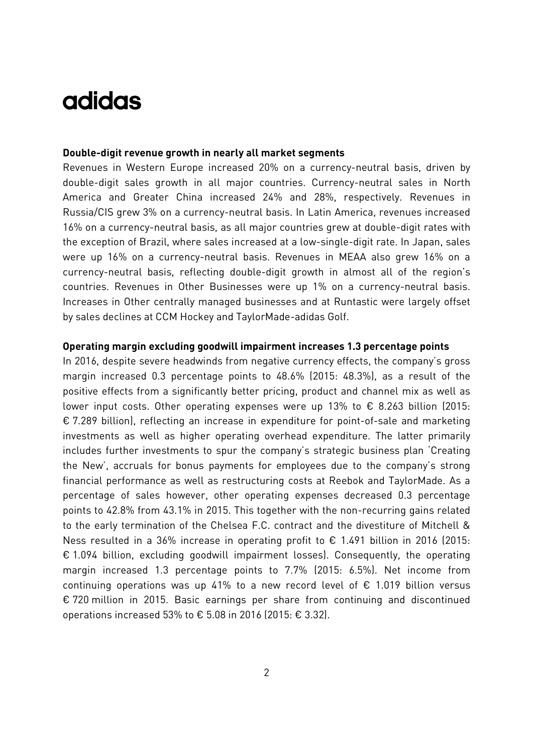**Double-digit revenue growth in nearly all market segments**

Revenues in Western Europe increased 20% on a currency-neutral basis, driven by double-digit sales growth in all major countries. Currency-neutral sales in North America and Greater China increased 24% and 28%, respectively. Revenues in Russia/CIS grew 3% on a currency-neutral basis. In Latin America, revenues increased 16% on a currency-neutral basis, as all major countries grew at double-digit rates with the exception of Brazil, where sales increased at a low-single-digit rate. In Japan, sales were up 16% on a currency-neutral basis. Revenues in MEAA also grew 16% on a currency-neutral basis, reflecting double-digit growth in almost all of the region's countries. Revenues in Other Businesses were up 1% on a currency-neutral basis. Increases in Other centrally managed businesses and at Runtastic were largely offset by sales declines at CCM Hockey and TaylorMade-adidas Golf.

**Operating margin excluding goodwill impairment increases 1.3 percentage points**

In 2016, despite severe headwinds from negative currency effects, the company's gross margin increased 0.3 percentage points to 48.6% (2015: 48.3%), as a result of the positive effects from a significantly better pricing, product and channel mix as well as lower input costs. Other operating expenses were up 13% to € 8.263 billion (2015: € 7.289 billion), reflecting an increase in expenditure for point-of-sale and marketing investments as well as higher operating overhead expenditure. The latter primarily includes further investments to spur the company's strategic business plan 'Creating the New', accruals for bonus payments for employees due to the company's strong financial performance as well as restructuring costs at Reebok and TaylorMade. As a percentage of sales however, other operating expenses decreased 0.3 percentage points to 42.8% from 43.1% in 2015. This together with the non-recurring gains related to the early termination of the Chelsea F.C. contract and the divestiture of Mitchell & Ness resulted in a 36% increase in operating profit to € 1.491 billion in 2016 (2015: € 1.094 billion, excluding goodwill impairment losses). Consequently, the operating margin increased 1.3 percentage points to 7.7% (2015: 6.5%). Net income from continuing operations was up 41% to a new record level of € 1.019 billion versus € 720 million in 2015. Basic earnings per share from continuing and discontinued operations increased 53% to € 5.08 in 2016 (2015: € 3.32).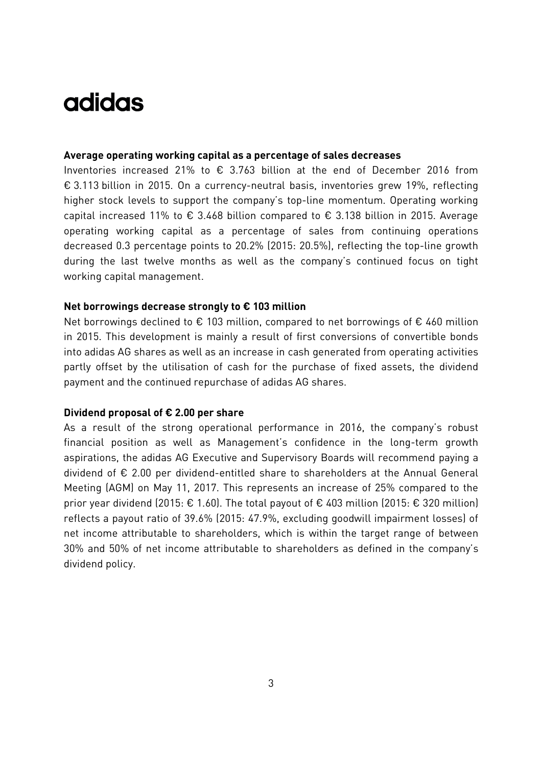adidas

**Average operating working capital as a percentage of sales decreases**

Inventories increased 21% to € 3.763 billion at the end of December 2016 from € 3.113 billion in 2015. On a currency-neutral basis, inventories grew 19%, reflecting higher stock levels to support the company's top-line momentum. Operating working capital increased 11% to € 3.468 billion compared to € 3.138 billion in 2015. Average operating working capital as a percentage of sales from continuing operations decreased 0.3 percentage points to 20.2% (2015: 20.5%), reflecting the top-line growth during the last twelve months as well as the company's continued focus on tight working capital management.

**Net borrowings decrease strongly to € 103 million**

Net borrowings declined to € 103 million, compared to net borrowings of € 460 million in 2015. This development is mainly a result of first conversions of convertible bonds into adidas AG shares as well as an increase in cash generated from operating activities partly offset by the utilisation of cash for the purchase of fixed assets, the dividend payment and the continued repurchase of adidas AG shares.

**Dividend proposal of € 2.00 per share**

As a result of the strong operational performance in 2016, the company's robust financial position as well as Management's confidence in the long-term growth aspirations, the adidas AG Executive and Supervisory Boards will recommend paying a dividend of € 2.00 per dividend-entitled share to shareholders at the Annual General Meeting (AGM) on May 11, 2017. This represents an increase of 25% compared to the prior year dividend (2015: € 1.60). The total payout of € 403 million (2015: € 320 million) reflects a payout ratio of 39.6% (2015: 47.9%, excluding goodwill impairment losses) of net income attributable to shareholders, which is within the target range of between 30% and 50% of net income attributable to shareholders as defined in the company's dividend policy.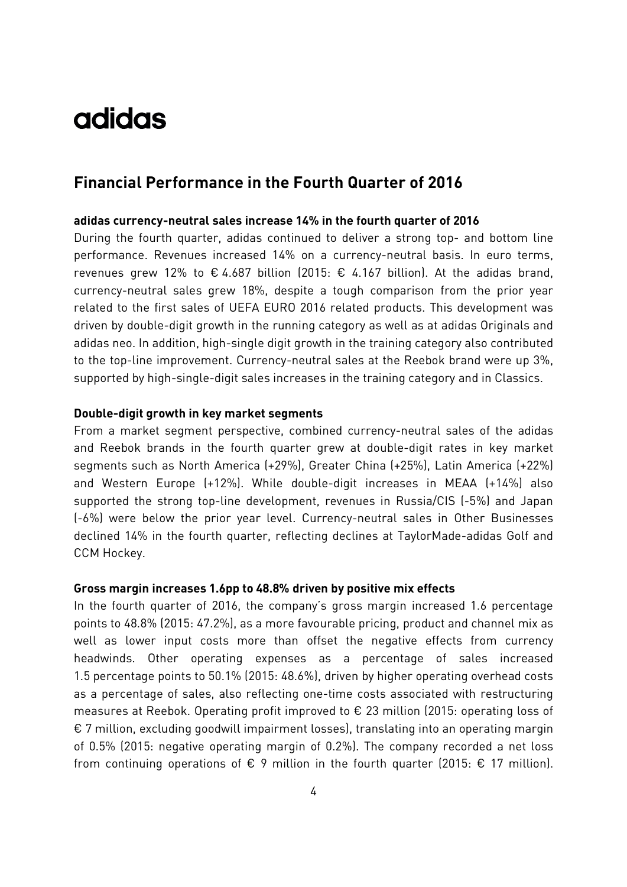# adidas

## Financial Performance in the Fourth Quarter of 2016

**adidas currency-neutral sales increase 14% in the fourth quarter of 2016**

During the fourth quarter, adidas continued to deliver a strong top- and bottom line performance. Revenues increased 14% on a currency-neutral basis. In euro terms, revenues grew 12% to € 4.687 billion (2015: € 4.167 billion). At the adidas brand, currency-neutral sales grew 18%, despite a tough comparison from the prior year related to the first sales of UEFA EURO 2016 related products. This development was driven by double-digit growth in the running category as well as at adidas Originals and adidas neo. In addition, high-single digit growth in the training category also contributed to the top-line improvement. Currency-neutral sales at the Reebok brand were up 3%, supported by high-single-digit sales increases in the training category and in Classics.

**Double-digit growth in key market segments**

From a market segment perspective, combined currency-neutral sales of the adidas and Reebok brands in the fourth quarter grew at double-digit rates in key market segments such as North America (+29%), Greater China (+25%), Latin America (+22%) and Western Europe (+12%). While double-digit increases in MEAA (+14%) also supported the strong top-line development, revenues in Russia/CIS (-5%) and Japan (-6%) were below the prior year level. Currency-neutral sales in Other Businesses declined 14% in the fourth quarter, reflecting declines at TaylorMade-adidas Golf and CCM Hockey.

**Gross margin increases 1.6pp to 48.8% driven by positive mix effects**

In the fourth quarter of 2016, the company's gross margin increased 1.6 percentage points to 48.8% (2015: 47.2%), as a more favourable pricing, product and channel mix as well as lower input costs more than offset the negative effects from currency headwinds. Other operating expenses as a percentage of sales increased 1.5 percentage points to 50.1% (2015: 48.6%), driven by higher operating overhead costs as a percentage of sales, also reflecting one-time costs associated with restructuring measures at Reebok. Operating profit improved to € 23 million (2015: operating loss of € 7 million, excluding goodwill impairment losses), translating into an operating margin of 0.5% (2015: negative operating margin of 0.2%). The company recorded a net loss from continuing operations of € 9 million in the fourth quarter (2015: € 17 million).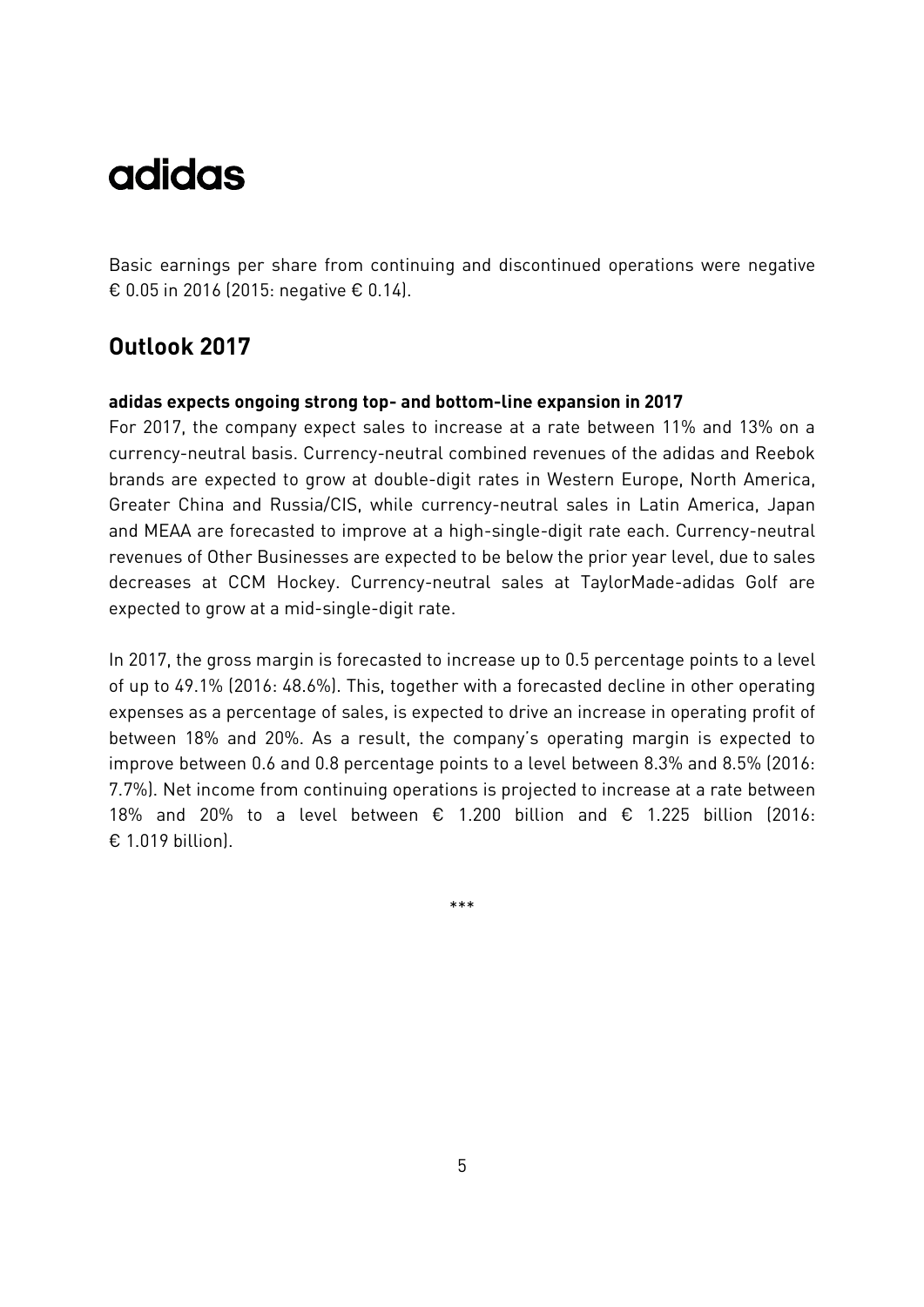Basic earnings per share from continuing and discontinued operations were negative € 0.05 in 2016 (2015: negative € 0.14).

## Outlook 2017

**adidas expects ongoing strong top- and bottom-line expansion in 2017**

For 2017, the company expect sales to increase at a rate between 11% and 13% on a currency-neutral basis. Currency-neutral combined revenues of the adidas and Reebok brands are expected to grow at double-digit rates in Western Europe, North America, Greater China and Russia/CIS, while currency-neutral sales in Latin America, Japan and MEAA are forecasted to improve at a high-single-digit rate each. Currency-neutral revenues of Other Businesses are expected to be below the prior year level, due to sales decreases at CCM Hockey. Currency-neutral sales at TaylorMade-adidas Golf are expected to grow at a mid-single-digit rate.

In 2017, the gross margin is forecasted to increase up to 0.5 percentage points to a level of up to 49.1% (2016: 48.6%). This, together with a forecasted decline in other operating expenses as a percentage of sales, is expected to drive an increase in operating profit of between 18% and 20%. As a result, the company's operating margin is expected to improve between 0.6 and 0.8 percentage points to a level between 8.3% and 8.5% (2016: 7.7%). Net income from continuing operations is projected to increase at a rate between 18% and 20% to a level between € 1.200 billion and € 1.225 billion (2016: € 1.019 billion).

***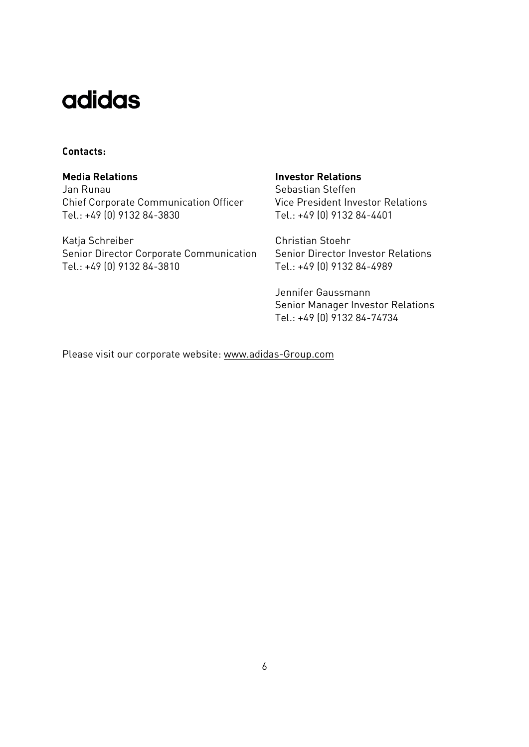adidas

**Contacts:**

**Media Relations**
Jan Runau
Chief Corporate Communication Officer
Tel.: +49 (0) 9132 84-3830

Katja Schreiber
Senior Director Corporate Communication
Tel.: +49 (0) 9132 84-3810

**Investor Relations**
Sebastian Steffen
Vice President Investor Relations
Tel.: +49 (0) 9132 84-4401

Christian Stoehr
Senior Director Investor Relations
Tel.: +49 (0) 9132 84-4989

Jennifer Gaussmann
Senior Manager Investor Relations
Tel.: +49 (0) 9132 84-74734

Please visit our corporate website: www.adidas-Group.com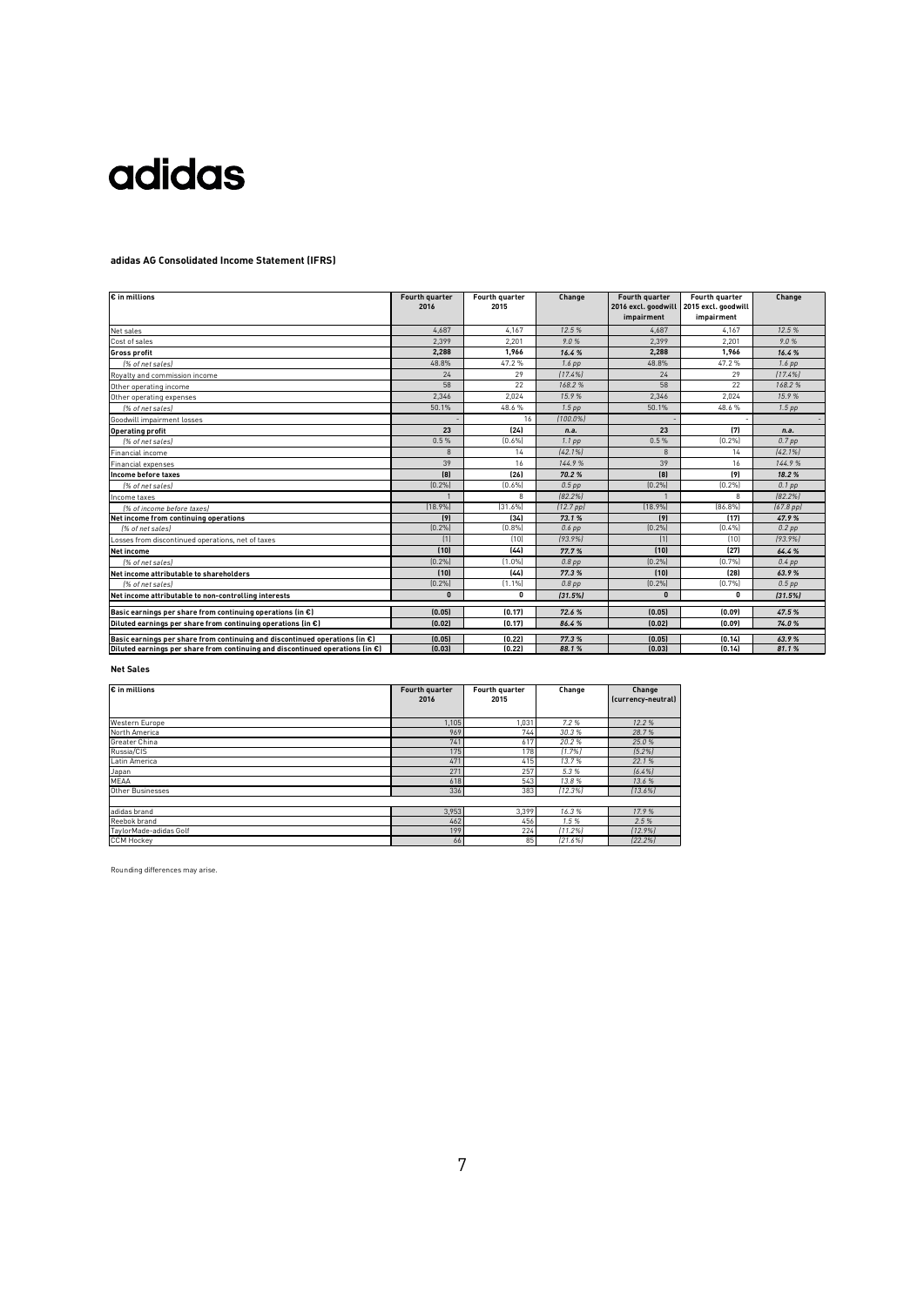# adidas

**adidas AG Consolidated Income Statement (IFRS)**

| € in millions | Fourth quarter 2016 | Fourth quarter 2015 | Change | Fourth quarter 2016 excl. goodwill impairment | Fourth quarter 2015 excl. goodwill impairment | Change |
|---|---|---|---|---|---|---|
| Net sales | 4,687 | 4,167 | *12.5 %* | 4,687 | 4,167 | *12.5 %* |
| Cost of sales | 2,399 | 2,201 | *9.0 %* | 2,399 | 2,201 | *9.0 %* |
| **Gross profit** | **2,288** | **1,966** | ***16.4 %*** | **2,288** | **1,966** | ***16.4 %*** |
| *(% of net sales)* | 48.8% | 47.2 % | *1.6 pp* | 48.8% | 47.2 % | *1.6 pp* |
| Royalty and commission income | 24 | 29 | *(17.4%)* | 24 | 29 | *(17.4%)* |
| Other operating income | 58 | 22 | *168.2 %* | 58 | 22 | *168.2 %* |
| Other operating expenses | 2,346 | 2,024 | *15.9 %* | 2,346 | 2,024 | *15.9 %* |
| *(% of net sales)* | 50.1% | 48.6 % | *1.5 pp* | 50.1% | 48.6 % | *1.5 pp* |
| Goodwill impairment losses | - | 16 | *(100.0%)* | - | - | - |
| **Operating profit** | **23** | **(24)** | ***n.a.*** | **23** | **(7)** | ***n.a.*** |
| *(% of net sales)* | 0.5 % | (0.6%) | *1.1 pp* | 0.5 % | (0.2%) | *0.7 pp* |
| Financial income | 8 | 14 | *(42.1%)* | 8 | 14 | *(42.1%)* |
| Financial expenses | 39 | 16 | *144.9 %* | 39 | 16 | *144.9 %* |
| **Income before taxes** | **(8)** | **(26)** | ***70.2 %*** | **(8)** | **(9)** | ***18.2 %*** |
| *(% of net sales)* | (0.2%) | (0.6%) | *0.5 pp* | (0.2%) | (0.2%) | *0.1 pp* |
| Income taxes | 1 | 8 | *(82.2%)* | 1 | 8 | *(82.2%)* |
| *(% of income before taxes)* | (18.9%) | (31.6%) | *(12.7 pp)* | (18.9%) | (86.8%) | *(67.8 pp)* |
| **Net income from continuing operations** | **(9)** | **(34)** | ***73.1 %*** | **(9)** | **(17)** | ***47.9 %*** |
| *(% of net sales)* | (0.2%) | (0.8%) | *0.6 pp* | (0.2%) | (0.4%) | *0.2 pp* |
| Losses from discontinued operations, net of taxes | (1) | (10) | *(93.9%)* | (1) | (10) | *(93.9%)* |
| **Net income** | **(10)** | **(44)** | ***77.7 %*** | **(10)** | **(27)** | ***64.4 %*** |
| *(% of net sales)* | (0.2%) | (1.0%) | *0.8 pp* | (0.2%) | (0.7%) | *0.4 pp* |
| **Net income attributable to shareholders** | **(10)** | **(44)** | ***77.3 %*** | **(10)** | **(28)** | ***63.9 %*** |
| *(% of net sales)* | (0.2%) | (1.1%) | *0.8 pp* | (0.2%) | (0.7%) | *0.5 pp* |
| **Net income attributable to non-controlling interests** | **0** | **0** | ***(31.5%)*** | **0** | **0** | ***(31.5%)*** |
| **Basic earnings per share from continuing operations (in €)** | **(0.05)** | **(0.17)** | ***72.6 %*** | **(0.05)** | **(0.09)** | ***47.5 %*** |
| **Diluted earnings per share from continuing operations (in €)** | **(0.02)** | **(0.17)** | ***86.4 %*** | **(0.02)** | **(0.09)** | ***74.0 %*** |
| **Basic earnings per share from continuing and discontinued operations (in €)** | **(0.05)** | **(0.22)** | ***77.3 %*** | **(0.05)** | **(0.14)** | ***63.9 %*** |
| **Diluted earnings per share from continuing and discontinued operations (in €)** | **(0.03)** | **(0.22)** | ***88.1 %*** | **(0.03)** | **(0.14)** | ***81.1 %*** |

**Net Sales**

| € in millions | Fourth quarter 2016 | Fourth quarter 2015 | Change | Change (currency-neutral) |
|---|---|---|---|---|
| Western Europe | 1,105 | 1,031 | *7.2 %* | *12.2 %* |
| North America | 969 | 744 | *30.3 %* | *28.7 %* |
| Greater China | 741 | 617 | *20.2 %* | *25.0 %* |
| Russia/CIS | 175 | 178 | *(1.7%)* | *(5.2%)* |
| Latin America | 471 | 415 | *13.7 %* | *22.1 %* |
| Japan | 271 | 257 | *5.3 %* | *(6.4%)* |
| MEAA | 618 | 543 | *13.8 %* | *13.6 %* |
| Other Businesses | 336 | 383 | *(12.3%)* | *(13.6%)* |
| | | | | |
| adidas brand | 3,953 | 3,399 | *16.3 %* | *17.9 %* |
| Reebok brand | 462 | 456 | *1.5 %* | *2.5 %* |
| TaylorMade-adidas Golf | 199 | 224 | *(11.2%)* | *(12.9%)* |
| CCM Hockey | 66 | 85 | *(21.6%)* | *(22.2%)* |

Rounding differences may arise.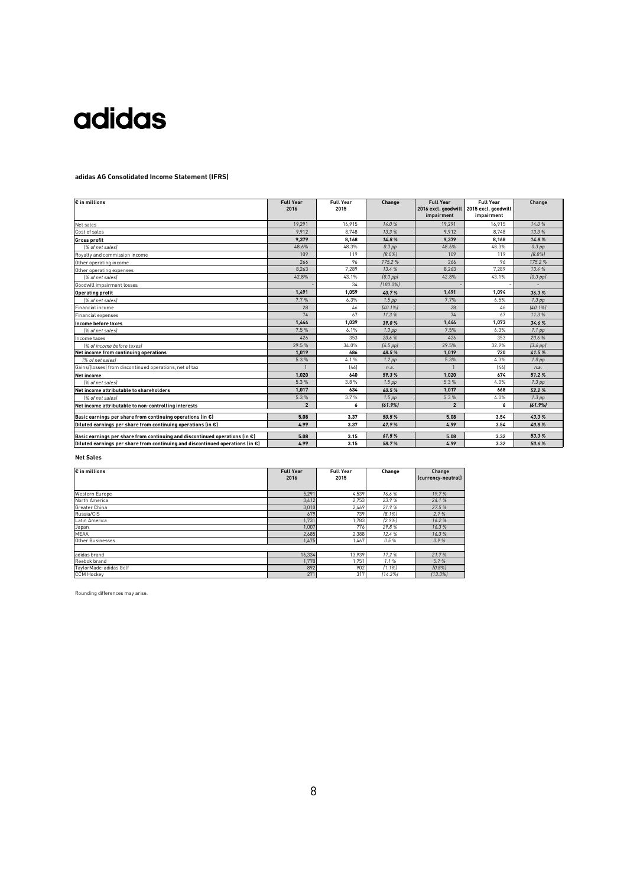adidas

**adidas AG Consolidated Income Statement (IFRS)**

| € in millions | Full Year 2016 | Full Year 2015 | Change | Full Year 2016 excl. goodwill impairment | Full Year 2015 excl. goodwill impairment | Change |
|---|---|---|---|---|---|---|
| Net sales | 19,291 | 16,915 | *14.0 %* | 19,291 | 16,915 | *14.0 %* |
| Cost of sales | 9,912 | 8,748 | *13.3 %* | 9,912 | 8,748 | *13.3 %* |
| **Gross profit** | **9,379** | **8,168** | ***14.8 %*** | **9,379** | **8,168** | ***14.8 %*** |
| *(% of net sales)* | 48.6% | 48.3% | *0.3 pp* | 48.6% | 48.3% | *0.3 pp* |
| Royalty and commission income | 109 | 119 | *(8.0%)* | 109 | 119 | *(8.0%)* |
| Other operating income | 266 | 96 | *175.2 %* | 266 | 96 | *175.2 %* |
| Other operating expenses | 8,263 | 7,289 | *13.4 %* | 8,263 | 7,289 | *13.4 %* |
| *(% of net sales)* | 42.8% | 43.1% | *(0.3 pp)* | 42.8% | 43.1% | *(0.3 pp)* |
| Goodwill impairment losses | - | 34 | *(100.0%)* | - | - | - |
| **Operating profit** | **1,491** | **1,059** | ***40.7 %*** | **1,491** | **1,094** | ***36.3 %*** |
| *(% of net sales)* | 7.7 % | 6.3% | *1.5 pp* | 7.7% | 6.5% | *1.3 pp* |
| Financial income | 28 | 46 | *(40.1%)* | 28 | 46 | *(40.1%)* |
| Financial expenses | 74 | 67 | *11.3 %* | 74 | 67 | *11.3 %* |
| **Income before taxes** | **1,444** | **1,039** | ***39.0 %*** | **1,444** | **1,073** | ***34.6 %*** |
| *(% of net sales)* | 7.5 % | 6.1% | *1.3 pp* | 7.5% | 6.3% | *1.1 pp* |
| Income taxes | 426 | 353 | *20.6 %* | 426 | 353 | *20.6 %* |
| *(% of income before taxes)* | 29.5 % | 34.0% | *(4.5 pp)* | 29.5% | 32.9% | *(3.4 pp)* |
| **Net income from continuing operations** | **1,019** | **686** | ***48.5 %*** | **1,019** | **720** | ***41.5 %*** |
| *(% of net sales)* | 5.3 % | 4.1 % | *1.2 pp* | 5.3% | 4.3% | *1.0 pp* |
| Gains/(losses) from discontinued operations, net of tax | 1 | (46) | *n.a.* | 1 | (46) | *n.a.* |
| **Net income** | **1,020** | **640** | ***59.3 %*** | **1,020** | **674** | ***51.2 %*** |
| *(% of net sales)* | 5.3 % | 3.8 % | *1.5 pp* | 5.3 % | 4.0% | *1.3 pp* |
| **Net income attributable to shareholders** | **1,017** | **634** | ***60.5 %*** | **1,017** | **668** | ***52.2 %*** |
| *(% of net sales)* | 5.3 % | 3.7 % | *1.5 pp* | 5.3 % | 4.0% | *1.3 pp* |
| **Net income attributable to non-controlling interests** | **2** | **6** | ***(61.9%)*** | **2** | **6** | ***(61.9%)*** |
| **Basic earnings per share from continuing operations (in €)** | **5.08** | **3.37** | ***50.5 %*** | **5.08** | **3.54** | ***43.3 %*** |
| **Diluted earnings per share from continuing operations (in €)** | **4.99** | **3.37** | ***47.9 %*** | **4.99** | **3.54** | ***40.8 %*** |
| **Basic earnings per share from continuing and discontinued operations (in €)** | **5.08** | **3.15** | ***61.5 %*** | **5.08** | **3.32** | ***53.3 %*** |
| **Diluted earnings per share from continuing and discontinued operations (in €)** | **4.99** | **3.15** | ***58.7 %*** | **4.99** | **3.32** | ***50.6 %*** |

**Net Sales**

| € in millions | Full Year 2016 | Full Year 2015 | Change | Change (currency-neutral) |
|---|---|---|---|---|
| Western Europe | 5,291 | 4,539 | *16.6 %* | *19.7 %* |
| North America | 3,412 | 2,753 | *23.9 %* | *24.1 %* |
| Greater China | 3,010 | 2,469 | *21.9 %* | *27.5 %* |
| Russia/CIS | 679 | 739 | *(8.1%)* | *2.7 %* |
| Latin America | 1,731 | 1,783 | *(2.9%)* | *16.2 %* |
| Japan | 1,007 | 776 | *29.8 %* | *16.3 %* |
| MEAA | 2,685 | 2,388 | *12.4 %* | *16.3 %* |
| Other Businesses | 1,475 | 1,467 | *0.5 %* | *0.9 %* |
| | | | | |
| adidas brand | 16,334 | 13,939 | *17.2 %* | *21.7 %* |
| Reebok brand | 1,770 | 1,751 | *1.1 %* | *5.7 %* |
| TaylorMade-adidas Golf | 892 | 902 | *(1.1%)* | *(0.8%)* |
| CCM Hockey | 271 | 317 | *(14.3%)* | *(13.3%)* |

Rounding differences may arise.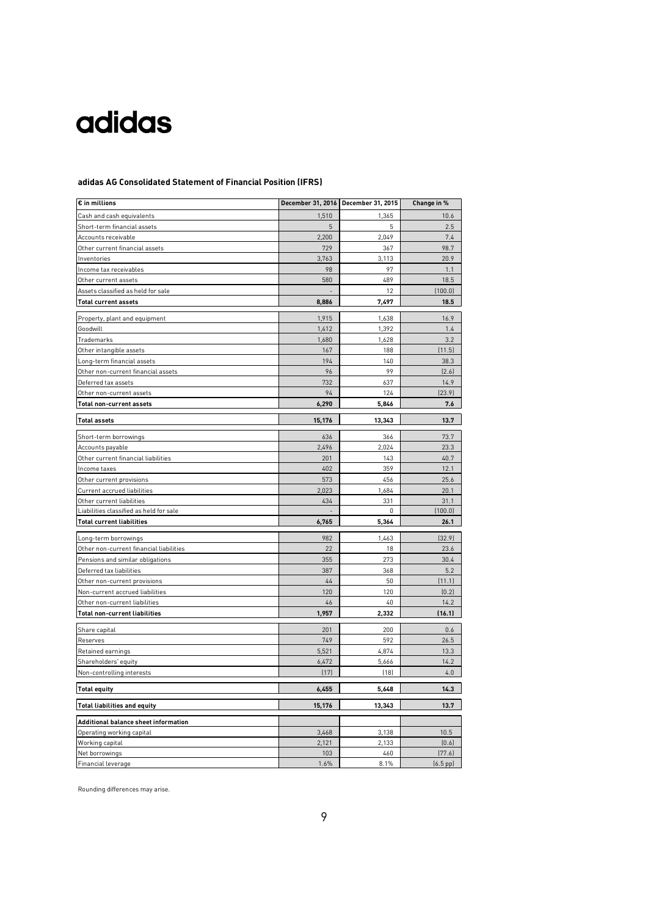adidas

**adidas AG Consolidated Statement of Financial Position (IFRS)**

| € in millions | December 31, 2016 | December 31, 2015 | Change in % |
|---|---|---|---|
| Cash and cash equivalents | 1,510 | 1,365 | 10.6 |
| Short-term financial assets | 5 | 5 | 2.5 |
| Accounts receivable | 2,200 | 2,049 | 7.4 |
| Other current financial assets | 729 | 367 | 98.7 |
| Inventories | 3,763 | 3,113 | 20.9 |
| Income tax receivables | 98 | 97 | 1.1 |
| Other current assets | 580 | 489 | 18.5 |
| Assets classified as held for sale | - | 12 | (100.0) |
| **Total current assets** | **8,886** | **7,497** | **18.5** |
| Property, plant and equipment | 1,915 | 1,638 | 16.9 |
| Goodwill | 1,412 | 1,392 | 1.4 |
| Trademarks | 1,680 | 1,628 | 3.2 |
| Other intangible assets | 167 | 188 | (11.5) |
| Long-term financial assets | 194 | 140 | 38.3 |
| Other non-current financial assets | 96 | 99 | (2.6) |
| Deferred tax assets | 732 | 637 | 14.9 |
| Other non-current assets | 94 | 124 | (23.9) |
| **Total non-current assets** | **6,290** | **5,846** | **7.6** |
| **Total assets** | **15,176** | **13,343** | **13.7** |
| Short-term borrowings | 636 | 366 | 73.7 |
| Accounts payable | 2,496 | 2,024 | 23.3 |
| Other current financial liabilities | 201 | 143 | 40.7 |
| Income taxes | 402 | 359 | 12.1 |
| Other current provisions | 573 | 456 | 25.6 |
| Current accrued liabilities | 2,023 | 1,684 | 20.1 |
| Other current liabilities | 434 | 331 | 31.1 |
| Liabilities classified as held for sale | - | 0 | (100.0) |
| **Total current liabilities** | **6,765** | **5,364** | **26.1** |
| Long-term borrowings | 982 | 1,463 | (32.9) |
| Other non-current financial liabilities | 22 | 18 | 23.6 |
| Pensions and similar obligations | 355 | 273 | 30.4 |
| Deferred tax liabilities | 387 | 368 | 5.2 |
| Other non-current provisions | 44 | 50 | (11.1) |
| Non-current accrued liabilities | 120 | 120 | (0.2) |
| Other non-current liabilities | 46 | 40 | 14.2 |
| **Total non-current liabilities** | **1,957** | **2,332** | **(16.1)** |
| Share capital | 201 | 200 | 0.6 |
| Reserves | 749 | 592 | 26.5 |
| Retained earnings | 5,521 | 4,874 | 13.3 |
| Shareholders' equity | 6,472 | 5,666 | 14.2 |
| Non-controlling interests | (17) | (18) | 4.0 |
| **Total equity** | **6,455** | **5,648** | **14.3** |
| **Total liabilities and equity** | **15,176** | **13,343** | **13.7** |
| **Additional balance sheet information** | | | |
| Operating working capital | 3,468 | 3,138 | 10.5 |
| Working capital | 2,121 | 2,133 | (0.6) |
| Net borrowings | 103 | 460 | (77.6) |
| Financial leverage | 1.6% | 8.1% | (6.5 pp) |

Rounding differences may arise.